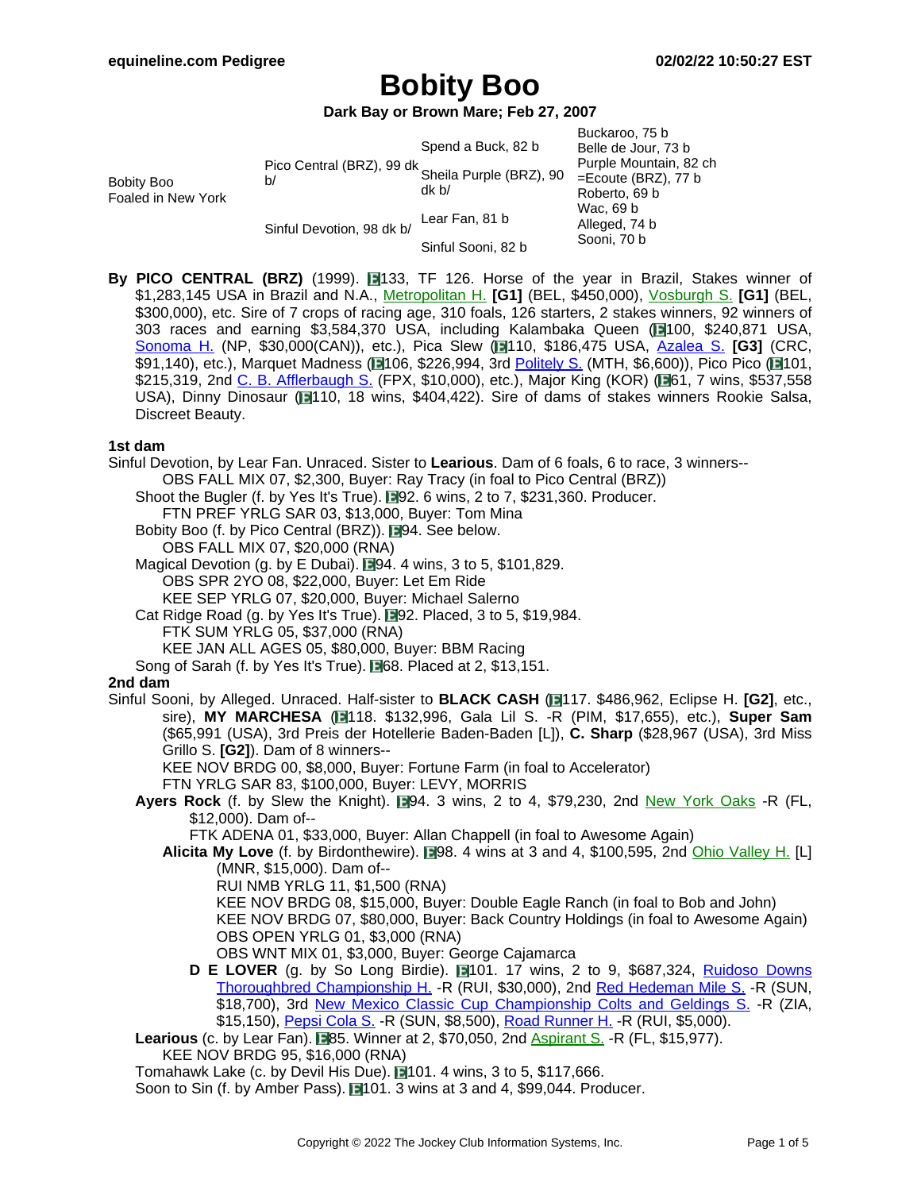# Bobity Boo

**Dark Bay or Brown Mare; Feb 27, 2007**

| | | | |
|---|---|---|---|
| Bobity Boo<br>Foaled in New York | Pico Central (BRZ), 99 dk b/ | Spend a Buck, 82 b | Buckaroo, 75 b |
| | | | Belle de Jour, 73 b |
| | | Sheila Purple (BRZ), 90 dk b/ | Purple Mountain, 82 ch |
| | | | =Ecoute (BRZ), 77 b |
| | Sinful Devotion, 98 dk b/ | Lear Fan, 81 b | Roberto, 69 b |
| | | | Wac, 69 b |
| | | Sinful Sooni, 82 b | Alleged, 74 b |
| | | | Sooni, 70 b |

**By PICO CENTRAL (BRZ)** (1999). 133, TF 126. Horse of the year in Brazil, Stakes winner of $1,283,145 USA in Brazil and N.A., Metropolitan H. **[G1]** (BEL, $450,000), Vosburgh S. **[G1]** (BEL, $300,000), etc. Sire of 7 crops of racing age, 310 foals, 126 starters, 2 stakes winners, 92 winners of 303 races and earning $3,584,370 USA, including Kalambaka Queen (100, $240,871 USA, Sonoma H. (NP, $30,000(CAN)), etc.), Pica Slew (110, $186,475 USA, Azalea S. **[G3]** (CRC, $91,140), etc.), Marquet Madness (106, $226,994, 3rd Politely S. (MTH, $6,600)), Pico Pico (101, $215,319, 2nd C. B. Afflerbaugh S. (FPX, $10,000), etc.), Major King (KOR) (61, 7 wins, $537,558 USA), Dinny Dinosaur (110, 18 wins, $404,422). Sire of dams of stakes winners Rookie Salsa, Discreet Beauty.

### 1st dam

Sinful Devotion, by Lear Fan. Unraced. Sister to **Learious**. Dam of 6 foals, 6 to race, 3 winners--

OBS FALL MIX 07, $2,300, Buyer: Ray Tracy (in foal to Pico Central (BRZ))

Shoot the Bugler (f. by Yes It's True). 92. 6 wins, 2 to 7, $231,360. Producer.

FTN PREF YRLG SAR 03, $13,000, Buyer: Tom Mina

Bobity Boo (f. by Pico Central (BRZ)). 94. See below.

OBS FALL MIX 07, $20,000 (RNA)

Magical Devotion (g. by E Dubai). 94. 4 wins, 3 to 5, $101,829.

OBS SPR 2YO 08, $22,000, Buyer: Let Em Ride

KEE SEP YRLG 07, $20,000, Buyer: Michael Salerno

Cat Ridge Road (g. by Yes It's True). 92. Placed, 3 to 5, $19,984.

FTK SUM YRLG 05, $37,000 (RNA)

KEE JAN ALL AGES 05, $80,000, Buyer: BBM Racing

Song of Sarah (f. by Yes It's True). 68. Placed at 2, $13,151.

### 2nd dam

Sinful Sooni, by Alleged. Unraced. Half-sister to **BLACK CASH** (117. $486,962, Eclipse H. **[G2]**, etc., sire), **MY MARCHESA** (118. $132,996, Gala Lil S. -R (PIM, $17,655), etc.), **Super Sam** ($65,991 (USA), 3rd Preis der Hotellerie Baden-Baden [L]), **C. Sharp** ($28,967 (USA), 3rd Miss Grillo S. **[G2]**). Dam of 8 winners--

KEE NOV BRDG 00, $8,000, Buyer: Fortune Farm (in foal to Accelerator)

FTN YRLG SAR 83, $100,000, Buyer: LEVY, MORRIS

**Ayers Rock** (f. by Slew the Knight). 94. 3 wins, 2 to 4, $79,230, 2nd New York Oaks -R (FL, $12,000). Dam of--

FTK ADENA 01, $33,000, Buyer: Allan Chappell (in foal to Awesome Again)

**Alicita My Love** (f. by Birdonthewire). 98. 4 wins at 3 and 4, $100,595, 2nd Ohio Valley H. [L] (MNR, $15,000). Dam of--

RUI NMB YRLG 11, $1,500 (RNA)

KEE NOV BRDG 08, $15,000, Buyer: Double Eagle Ranch (in foal to Bob and John)

KEE NOV BRDG 07, $80,000, Buyer: Back Country Holdings (in foal to Awesome Again)

OBS OPEN YRLG 01, $3,000 (RNA)

OBS WNT MIX 01, $3,000, Buyer: George Cajamarca

**D E LOVER** (g. by So Long Birdie). 101. 17 wins, 2 to 9, $687,324, Ruidoso Downs Thoroughbred Championship H. -R (RUI, $30,000), 2nd Red Hedeman Mile S. -R (SUN, $18,700), 3rd New Mexico Classic Cup Championship Colts and Geldings S. -R (ZIA, $15,150), Pepsi Cola S. -R (SUN, $8,500), Road Runner H. -R (RUI, $5,000).

**Learious** (c. by Lear Fan). 85. Winner at 2, $70,050, 2nd Aspirant S. -R (FL, $15,977).

KEE NOV BRDG 95, $16,000 (RNA)

Tomahawk Lake (c. by Devil His Due). 101. 4 wins, 3 to 5, $117,666.

Soon to Sin (f. by Amber Pass). 101. 3 wins at 3 and 4, $99,044. Producer.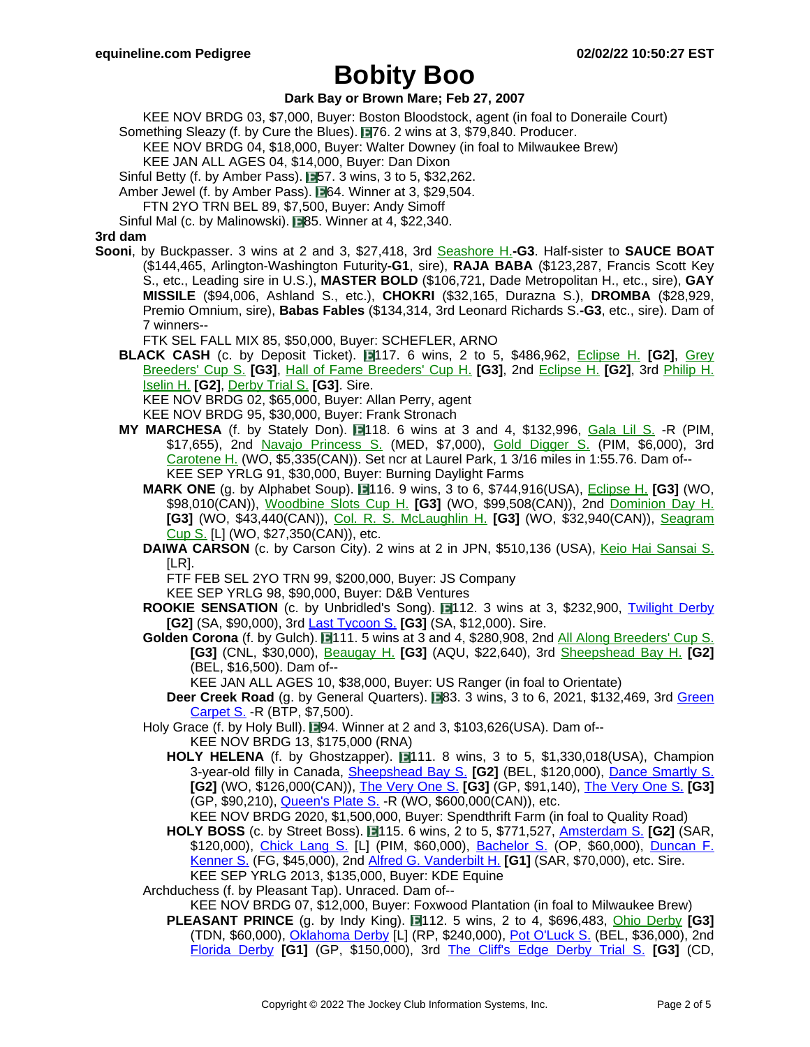# Bobity Boo

**Dark Bay or Brown Mare; Feb 27, 2007**

KEE NOV BRDG 03, $7,000, Buyer: Boston Bloodstock, agent (in foal to Doneraile Court)

Something Sleazy (f. by Cure the Blues). 76. 2 wins at 3, $79,840. Producer.

KEE NOV BRDG 04, $18,000, Buyer: Walter Downey (in foal to Milwaukee Brew)

KEE JAN ALL AGES 04, $14,000, Buyer: Dan Dixon

Sinful Betty (f. by Amber Pass). 57. 3 wins, 3 to 5, $32,262.

Amber Jewel (f. by Amber Pass). 64. Winner at 3, $29,504.

FTN 2YO TRN BEL 89, $7,500, Buyer: Andy Simoff

Sinful Mal (c. by Malinowski). 85. Winner at 4, $22,340.

**3rd dam**

**Sooni**, by Buckpasser. 3 wins at 2 and 3, $27,418, 3rd Seashore H.**-G3**. Half-sister to **SAUCE BOAT** ($144,465, Arlington-Washington Futurity**-G1**, sire), **RAJA BABA** ($123,287, Francis Scott Key S., etc., Leading sire in U.S.), **MASTER BOLD** ($106,721, Dade Metropolitan H., etc., sire), **GAY MISSILE** ($94,006, Ashland S., etc.), **CHOKRI** ($32,165, Durazna S.), **DROMBA** ($28,929, Premio Omnium, sire), **Babas Fables** ($134,314, 3rd Leonard Richards S.**-G3**, etc., sire). Dam of 7 winners--

FTK SEL FALL MIX 85, $50,000, Buyer: SCHEFLER, ARNO

**BLACK CASH** (c. by Deposit Ticket). 117. 6 wins, 2 to 5, $486,962, Eclipse H. **[G2]**, Grey Breeders' Cup S. **[G3]**, Hall of Fame Breeders' Cup H. **[G3]**, 2nd Eclipse H. **[G2]**, 3rd Philip H. Iselin H. **[G2]**, Derby Trial S. **[G3]**. Sire.

KEE NOV BRDG 02, $65,000, Buyer: Allan Perry, agent

KEE NOV BRDG 95, $30,000, Buyer: Frank Stronach

**MY MARCHESA** (f. by Stately Don). 118. 6 wins at 3 and 4, $132,996, Gala Lil S. -R (PIM, $17,655), 2nd Navajo Princess S. (MED, $7,000), Gold Digger S. (PIM, $6,000), 3rd Carotene H. (WO, $5,335(CAN)). Set ncr at Laurel Park, 1 3/16 miles in 1:55.76. Dam of--

KEE SEP YRLG 91, $30,000, Buyer: Burning Daylight Farms

**MARK ONE** (g. by Alphabet Soup). 116. 9 wins, 3 to 6, $744,916(USA), Eclipse H. **[G3]** (WO, $98,010(CAN)), Woodbine Slots Cup H. **[G3]** (WO, $99,508(CAN)), 2nd Dominion Day H. **[G3]** (WO, $43,440(CAN)), Col. R. S. McLaughlin H. **[G3]** (WO, $32,940(CAN)), Seagram Cup S. [L] (WO, $27,350(CAN)), etc.

**DAIWA CARSON** (c. by Carson City). 2 wins at 2 in JPN, $510,136 (USA), Keio Hai Sansai S. [LR].

FTF FEB SEL 2YO TRN 99, $200,000, Buyer: JS Company

KEE SEP YRLG 98, $90,000, Buyer: D&B Ventures

**ROOKIE SENSATION** (c. by Unbridled's Song). 112. 3 wins at 3, $232,900, Twilight Derby **[G2]** (SA, $90,000), 3rd Last Tycoon S. **[G3]** (SA, $12,000). Sire.

**Golden Corona** (f. by Gulch). 111. 5 wins at 3 and 4, $280,908, 2nd All Along Breeders' Cup S. **[G3]** (CNL, $30,000), Beaugay H. **[G3]** (AQU, $22,640), 3rd Sheepshead Bay H. **[G2]** (BEL, $16,500). Dam of--

KEE JAN ALL AGES 10, $38,000, Buyer: US Ranger (in foal to Orientate)

**Deer Creek Road** (g. by General Quarters). 83. 3 wins, 3 to 6, 2021, $132,469, 3rd Green Carpet S. -R (BTP, $7,500).

Holy Grace (f. by Holy Bull). 94. Winner at 2 and 3, $103,626(USA). Dam of--

KEE NOV BRDG 13, $175,000 (RNA)

**HOLY HELENA** (f. by Ghostzapper). 111. 8 wins, 3 to 5, $1,330,018(USA), Champion 3-year-old filly in Canada, Sheepshead Bay S. **[G2]** (BEL, $120,000), Dance Smartly S. **[G2]** (WO, $126,000(CAN)), The Very One S. **[G3]** (GP, $91,140), The Very One S. **[G3]** (GP, $90,210), Queen's Plate S. -R (WO, $600,000(CAN)), etc.

KEE NOV BRDG 2020, $1,500,000, Buyer: Spendthrift Farm (in foal to Quality Road)

**HOLY BOSS** (c. by Street Boss). 115. 6 wins, 2 to 5, $771,527, Amsterdam S. **[G2]** (SAR, $120,000), Chick Lang S. [L] (PIM, $60,000), Bachelor S. (OP, $60,000), Duncan F. Kenner S. (FG, $45,000), 2nd Alfred G. Vanderbilt H. **[G1]** (SAR, $70,000), etc. Sire.

KEE SEP YRLG 2013, $135,000, Buyer: KDE Equine

Archduchess (f. by Pleasant Tap). Unraced. Dam of--

KEE NOV BRDG 07, $12,000, Buyer: Foxwood Plantation (in foal to Milwaukee Brew)

**PLEASANT PRINCE** (g. by Indy King). 112. 5 wins, 2 to 4, $696,483, Ohio Derby **[G3]** (TDN, $60,000), Oklahoma Derby [L] (RP, $240,000), Pot O'Luck S. (BEL, $36,000), 2nd Florida Derby **[G1]** (GP, $150,000), 3rd The Cliff's Edge Derby Trial S. **[G3]** (CD,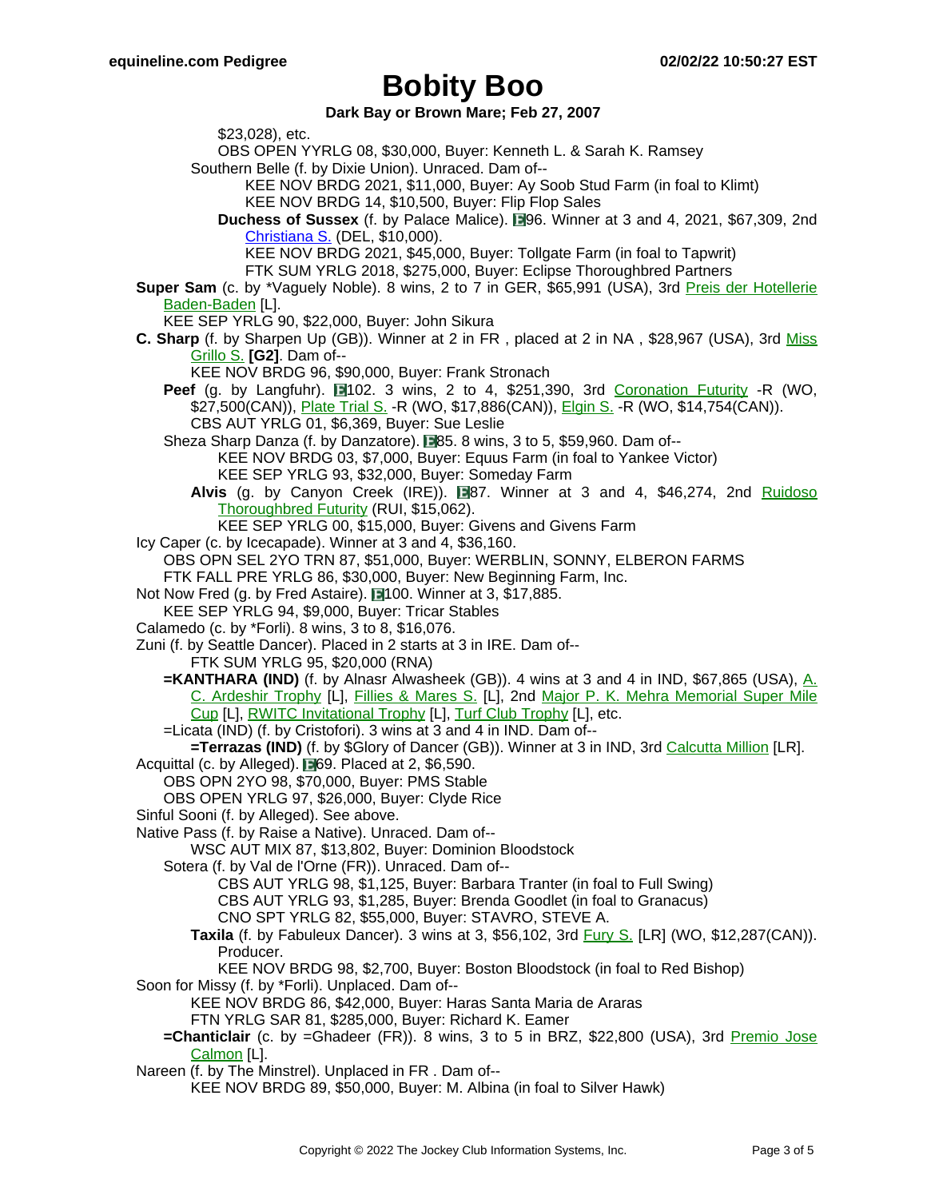# Bobity Boo

**Dark Bay or Brown Mare; Feb 27, 2007**

$23,028), etc.
OBS OPEN YYRLG 08, $30,000, Buyer: Kenneth L. & Sarah K. Ramsey
Southern Belle (f. by Dixie Union). Unraced. Dam of--
KEE NOV BRDG 2021, $11,000, Buyer: Ay Soob Stud Farm (in foal to Klimt)
KEE NOV BRDG 14, $10,500, Buyer: Flip Flop Sales
**Duchess of Sussex** (f. by Palace Malice). E96. Winner at 3 and 4, 2021, $67,309, 2nd Christiana S. (DEL, $10,000).
KEE NOV BRDG 2021, $45,000, Buyer: Tollgate Farm (in foal to Tapwrit)
FTK SUM YRLG 2018, $275,000, Buyer: Eclipse Thoroughbred Partners
**Super Sam** (c. by *Vaguely Noble). 8 wins, 2 to 7 in GER, $65,991 (USA), 3rd Preis der Hotellerie Baden-Baden [L].
KEE SEP YRLG 90, $22,000, Buyer: John Sikura
**C. Sharp** (f. by Sharpen Up (GB)). Winner at 2 in FR , placed at 2 in NA , $28,967 (USA), 3rd Miss Grillo S. **[G2]**. Dam of--
KEE NOV BRDG 96, $90,000, Buyer: Frank Stronach
**Peef** (g. by Langfuhr). E102. 3 wins, 2 to 4, $251,390, 3rd Coronation Futurity -R (WO, $27,500(CAN)), Plate Trial S. -R (WO, $17,886(CAN)), Elgin S. -R (WO, $14,754(CAN)).
CBS AUT YRLG 01, $6,369, Buyer: Sue Leslie
Sheza Sharp Danza (f. by Danzatore). E85. 8 wins, 3 to 5, $59,960. Dam of--
KEE NOV BRDG 03, $7,000, Buyer: Equus Farm (in foal to Yankee Victor)
KEE SEP YRLG 93, $32,000, Buyer: Someday Farm
**Alvis** (g. by Canyon Creek (IRE)). E87. Winner at 3 and 4, $46,274, 2nd Ruidoso Thoroughbred Futurity (RUI, $15,062).
KEE SEP YRLG 00, $15,000, Buyer: Givens and Givens Farm
Icy Caper (c. by Icecapade). Winner at 3 and 4, $36,160.
OBS OPN SEL 2YO TRN 87, $51,000, Buyer: WERBLIN, SONNY, ELBERON FARMS
FTK FALL PRE YRLG 86, $30,000, Buyer: New Beginning Farm, Inc.
Not Now Fred (g. by Fred Astaire). E100. Winner at 3, $17,885.
KEE SEP YRLG 94, $9,000, Buyer: Tricar Stables
Calamedo (c. by *Forli). 8 wins, 3 to 8, $16,076.
Zuni (f. by Seattle Dancer). Placed in 2 starts at 3 in IRE. Dam of--
FTK SUM YRLG 95, $20,000 (RNA)
**=KANTHARA (IND)** (f. by Alnasr Alwasheek (GB)). 4 wins at 3 and 4 in IND, $67,865 (USA), A. C. Ardeshir Trophy [L], Fillies & Mares S. [L], 2nd Major P. K. Mehra Memorial Super Mile Cup [L], RWITC Invitational Trophy [L], Turf Club Trophy [L], etc.
=Licata (IND) (f. by Cristofori). 3 wins at 3 and 4 in IND. Dam of--
**=Terrazas (IND)** (f. by $Glory of Dancer (GB)). Winner at 3 in IND, 3rd Calcutta Million [LR].
Acquittal (c. by Alleged). E69. Placed at 2, $6,590.
OBS OPN 2YO 98, $70,000, Buyer: PMS Stable
OBS OPEN YRLG 97, $26,000, Buyer: Clyde Rice
Sinful Sooni (f. by Alleged). See above.
Native Pass (f. by Raise a Native). Unraced. Dam of--
WSC AUT MIX 87, $13,802, Buyer: Dominion Bloodstock
Sotera (f. by Val de l'Orne (FR)). Unraced. Dam of--
CBS AUT YRLG 98, $1,125, Buyer: Barbara Tranter (in foal to Full Swing)
CBS AUT YRLG 93, $1,285, Buyer: Brenda Goodlet (in foal to Granacus)
CNO SPT YRLG 82, $55,000, Buyer: STAVRO, STEVE A.
**Taxila** (f. by Fabuleux Dancer). 3 wins at 3, $56,102, 3rd Fury S. [LR] (WO, $12,287(CAN)). Producer.
KEE NOV BRDG 98, $2,700, Buyer: Boston Bloodstock (in foal to Red Bishop)
Soon for Missy (f. by *Forli). Unplaced. Dam of--
KEE NOV BRDG 86, $42,000, Buyer: Haras Santa Maria de Araras
FTN YRLG SAR 81, $285,000, Buyer: Richard K. Eamer
**=Chanticlair** (c. by =Ghadeer (FR)). 8 wins, 3 to 5 in BRZ, $22,800 (USA), 3rd Premio Jose Calmon [L].
Nareen (f. by The Minstrel). Unplaced in FR . Dam of--
KEE NOV BRDG 89, $50,000, Buyer: M. Albina (in foal to Silver Hawk)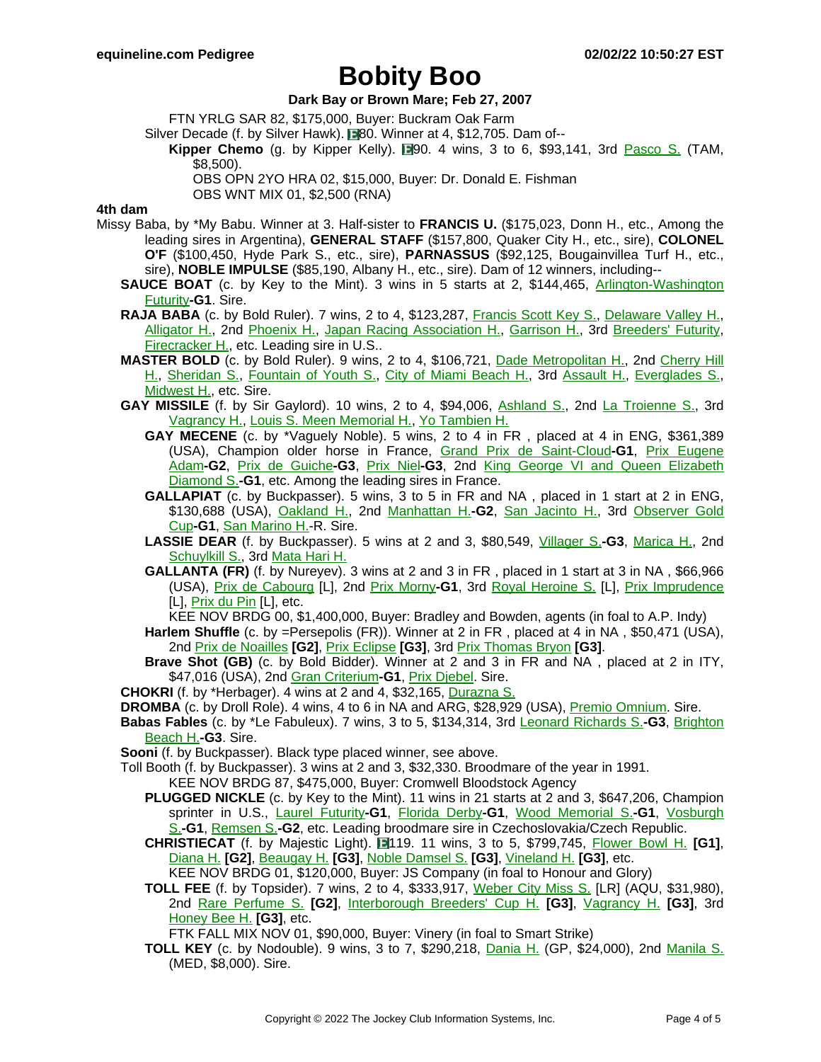FTN YRLG SAR 82, $175,000, Buyer: Buckram Oak Farm

Silver Decade (f. by Silver Hawk). E80. Winner at 4, $12,705. Dam of--

**Kipper Chemo** (g. by Kipper Kelly). E90. 4 wins, 3 to 6, $93,141, 3rd Pasco S. (TAM, $8,500).

OBS OPN 2YO HRA 02, $15,000, Buyer: Dr. Donald E. Fishman

OBS WNT MIX 01, $2,500 (RNA)

**4th dam**

Missy Baba, by *My Babu. Winner at 3. Half-sister to **FRANCIS U.** ($175,023, Donn H., etc., Among the leading sires in Argentina), **GENERAL STAFF** ($157,800, Quaker City H., etc., sire), **COLONEL O'F** ($100,450, Hyde Park S., etc., sire), **PARNASSUS** ($92,125, Bougainvillea Turf H., etc., sire), **NOBLE IMPULSE** ($85,190, Albany H., etc., sire). Dam of 12 winners, including--

**SAUCE BOAT** (c. by Key to the Mint). 3 wins in 5 starts at 2, $144,465, Arlington-Washington Futurity**-G1**. Sire.

**RAJA BABA** (c. by Bold Ruler). 7 wins, 2 to 4, $123,287, Francis Scott Key S., Delaware Valley H., Alligator H., 2nd Phoenix H., Japan Racing Association H., Garrison H., 3rd Breeders' Futurity, Firecracker H., etc. Leading sire in U.S..

**MASTER BOLD** (c. by Bold Ruler). 9 wins, 2 to 4, $106,721, Dade Metropolitan H., 2nd Cherry Hill H., Sheridan S., Fountain of Youth S., City of Miami Beach H., 3rd Assault H., Everglades S., Midwest H., etc. Sire.

**GAY MISSILE** (f. by Sir Gaylord). 10 wins, 2 to 4, $94,006, Ashland S., 2nd La Troienne S., 3rd Vagrancy H., Louis S. Meen Memorial H., Yo Tambien H.

**GAY MECENE** (c. by *Vaguely Noble). 5 wins, 2 to 4 in FR , placed at 4 in ENG, $361,389 (USA), Champion older horse in France, Grand Prix de Saint-Cloud**-G1**, Prix Eugene Adam**-G2**, Prix de Guiche**-G3**, Prix Niel**-G3**, 2nd King George VI and Queen Elizabeth Diamond S.**-G1**, etc. Among the leading sires in France.

**GALLAPIAT** (c. by Buckpasser). 5 wins, 3 to 5 in FR and NA , placed in 1 start at 2 in ENG, $130,688 (USA), Oakland H., 2nd Manhattan H.**-G2**, San Jacinto H., 3rd Observer Gold Cup**-G1**, San Marino H.-R. Sire.

**LASSIE DEAR** (f. by Buckpasser). 5 wins at 2 and 3, $80,549, Villager S.**-G3**, Marica H., 2nd Schuylkill S., 3rd Mata Hari H.

**GALLANTA (FR)** (f. by Nureyev). 3 wins at 2 and 3 in FR , placed in 1 start at 3 in NA , $66,966 (USA), Prix de Cabourg [L], 2nd Prix Morny**-G1**, 3rd Royal Heroine S. [L], Prix Imprudence [L], Prix du Pin [L], etc.

KEE NOV BRDG 00, $1,400,000, Buyer: Bradley and Bowden, agents (in foal to A.P. Indy)

**Harlem Shuffle** (c. by =Persepolis (FR)). Winner at 2 in FR , placed at 4 in NA , $50,471 (USA), 2nd Prix de Noailles **[G2]**, Prix Eclipse **[G3]**, 3rd Prix Thomas Bryon **[G3]**.

**Brave Shot (GB)** (c. by Bold Bidder). Winner at 2 and 3 in FR and NA , placed at 2 in ITY, $47,016 (USA), 2nd Gran Criterium**-G1**, Prix Djebel. Sire.

**CHOKRI** (f. by *Herbager). 4 wins at 2 and 4, $32,165, Durazna S.

**DROMBA** (c. by Droll Role). 4 wins, 4 to 6 in NA and ARG, $28,929 (USA), Premio Omnium. Sire.

**Babas Fables** (c. by *Le Fabuleux). 7 wins, 3 to 5, $134,314, 3rd Leonard Richards S.**-G3**, Brighton Beach H.**-G3**. Sire.

**Sooni** (f. by Buckpasser). Black type placed winner, see above.

Toll Booth (f. by Buckpasser). 3 wins at 2 and 3, $32,330. Broodmare of the year in 1991.

KEE NOV BRDG 87, $475,000, Buyer: Cromwell Bloodstock Agency

**PLUGGED NICKLE** (c. by Key to the Mint). 11 wins in 21 starts at 2 and 3, $647,206, Champion sprinter in U.S., Laurel Futurity**-G1**, Florida Derby**-G1**, Wood Memorial S.**-G1**, Vosburgh S.**-G1**, Remsen S.**-G2**, etc. Leading broodmare sire in Czechoslovakia/Czech Republic.

**CHRISTIECAT** (f. by Majestic Light). E119. 11 wins, 3 to 5, $799,745, Flower Bowl H. **[G1]**, Diana H. **[G2]**, Beaugay H. **[G3]**, Noble Damsel S. **[G3]**, Vineland H. **[G3]**, etc.

KEE NOV BRDG 01, $120,000, Buyer: JS Company (in foal to Honour and Glory)

**TOLL FEE** (f. by Topsider). 7 wins, 2 to 4, $333,917, Weber City Miss S. [LR] (AQU, $31,980), 2nd Rare Perfume S. **[G2]**, Interborough Breeders' Cup H. **[G3]**, Vagrancy H. **[G3]**, 3rd Honey Bee H. **[G3]**, etc.

FTK FALL MIX NOV 01, $90,000, Buyer: Vinery (in foal to Smart Strike)

**TOLL KEY** (c. by Nodouble). 9 wins, 3 to 7, $290,218, Dania H. (GP, $24,000), 2nd Manila S. (MED, $8,000). Sire.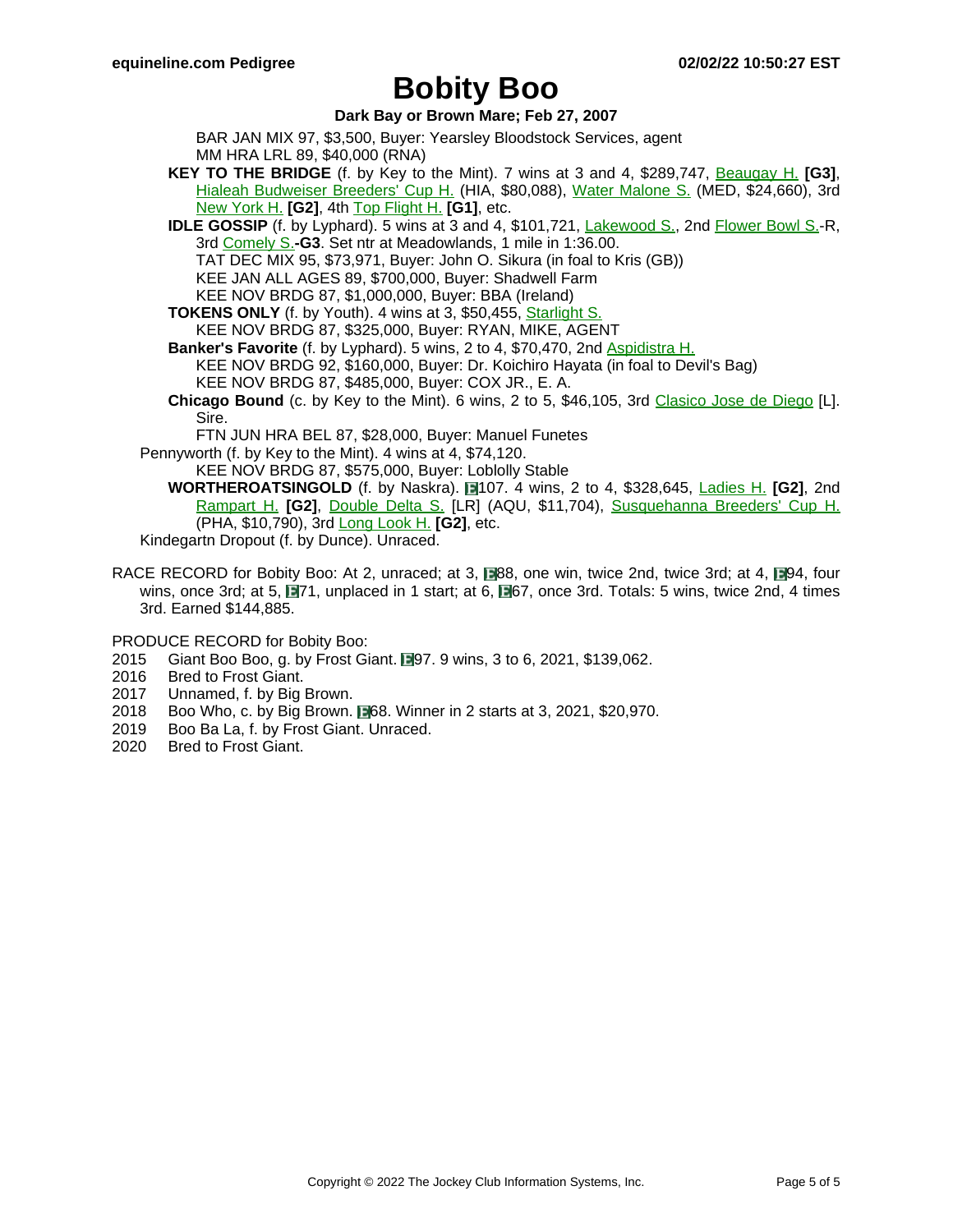# Bobity Boo

**Dark Bay or Brown Mare; Feb 27, 2007**

BAR JAN MIX 97, $3,500, Buyer: Yearsley Bloodstock Services, agent
MM HRA LRL 89, $40,000 (RNA)

**KEY TO THE BRIDGE** (f. by Key to the Mint). 7 wins at 3 and 4, $289,747, Beaugay H. **[G3]**, Hialeah Budweiser Breeders' Cup H. (HIA, $80,088), Water Malone S. (MED, $24,660), 3rd New York H. **[G2]**, 4th Top Flight H. **[G1]**, etc.

**IDLE GOSSIP** (f. by Lyphard). 5 wins at 3 and 4, $101,721, Lakewood S., 2nd Flower Bowl S.-R, 3rd Comely S.**-G3**. Set ntr at Meadowlands, 1 mile in 1:36.00.
TAT DEC MIX 95, $73,971, Buyer: John O. Sikura (in foal to Kris (GB))
KEE JAN ALL AGES 89, $700,000, Buyer: Shadwell Farm
KEE NOV BRDG 87, $1,000,000, Buyer: BBA (Ireland)

**TOKENS ONLY** (f. by Youth). 4 wins at 3, $50,455, Starlight S.
KEE NOV BRDG 87, $325,000, Buyer: RYAN, MIKE, AGENT

**Banker's Favorite** (f. by Lyphard). 5 wins, 2 to 4, $70,470, 2nd Aspidistra H.
KEE NOV BRDG 92, $160,000, Buyer: Dr. Koichiro Hayata (in foal to Devil's Bag)
KEE NOV BRDG 87, $485,000, Buyer: COX JR., E. A.

**Chicago Bound** (c. by Key to the Mint). 6 wins, 2 to 5, $46,105, 3rd Clasico Jose de Diego [L]. Sire.
FTN JUN HRA BEL 87, $28,000, Buyer: Manuel Funetes

Pennyworth (f. by Key to the Mint). 4 wins at 4, $74,120.
KEE NOV BRDG 87, $575,000, Buyer: Loblolly Stable

**WORTHEROATSINGOLD** (f. by Naskra). E107. 4 wins, 2 to 4, $328,645, Ladies H. **[G2]**, 2nd Rampart H. **[G2]**, Double Delta S. [LR] (AQU, $11,704), Susquehanna Breeders' Cup H. (PHA, $10,790), 3rd Long Look H. **[G2]**, etc.

Kindegartn Dropout (f. by Dunce). Unraced.

RACE RECORD for Bobity Boo: At 2, unraced; at 3, E88, one win, twice 2nd, twice 3rd; at 4, E94, four wins, once 3rd; at 5, E71, unplaced in 1 start; at 6, E67, once 3rd. Totals: 5 wins, twice 2nd, 4 times 3rd. Earned $144,885.

PRODUCE RECORD for Bobity Boo:

2015 Giant Boo Boo, g. by Frost Giant. E97. 9 wins, 3 to 6, 2021, $139,062.
2016 Bred to Frost Giant.
2017 Unnamed, f. by Big Brown.
2018 Boo Who, c. by Big Brown. E68. Winner in 2 starts at 3, 2021, $20,970.
2019 Boo Ba La, f. by Frost Giant. Unraced.
2020 Bred to Frost Giant.